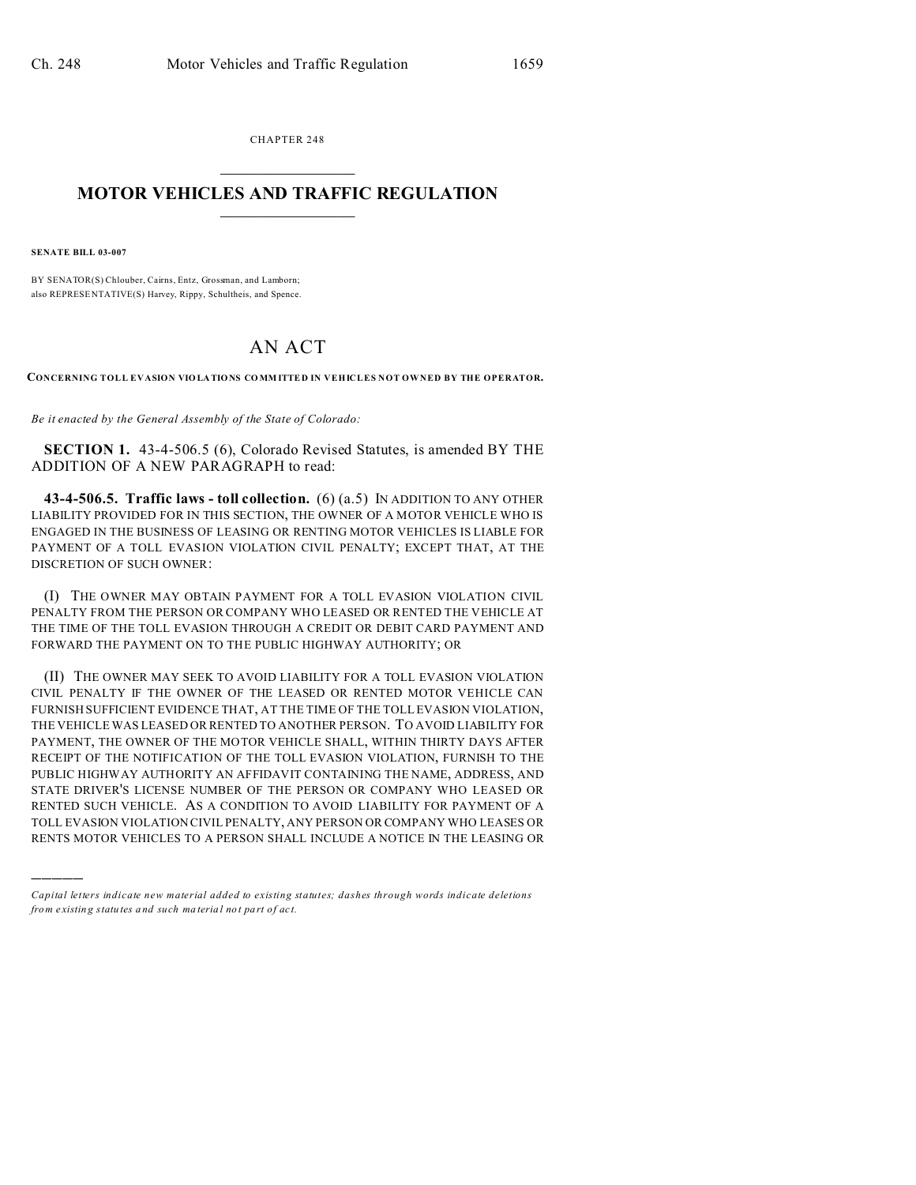CHAPTER 248

# MOTOR VEHICLES AND TRAFFIC REGULATION

**SENATE BILL 03-007**

BY SENATOR(S) Chlouber, Cairns, Entz, Grossman, and Lamborn;
also REPRESENTATIVE(S) Harvey, Rippy, Schultheis, and Spence.

## AN ACT

**CONCERNING TOLL EVASION VIOLATIONS COMMITTED IN VEHICLES NOT OWNED BY THE OPERATOR.**

*Be it enacted by the General Assembly of the State of Colorado:*

**SECTION 1.** 43-4-506.5 (6), Colorado Revised Statutes, is amended BY THE ADDITION OF A NEW PARAGRAPH to read:

**43-4-506.5. Traffic laws - toll collection.** (6) (a.5) IN ADDITION TO ANY OTHER LIABILITY PROVIDED FOR IN THIS SECTION, THE OWNER OF A MOTOR VEHICLE WHO IS ENGAGED IN THE BUSINESS OF LEASING OR RENTING MOTOR VEHICLES IS LIABLE FOR PAYMENT OF A TOLL EVASION VIOLATION CIVIL PENALTY; EXCEPT THAT, AT THE DISCRETION OF SUCH OWNER:

(I) THE OWNER MAY OBTAIN PAYMENT FOR A TOLL EVASION VIOLATION CIVIL PENALTY FROM THE PERSON OR COMPANY WHO LEASED OR RENTED THE VEHICLE AT THE TIME OF THE TOLL EVASION THROUGH A CREDIT OR DEBIT CARD PAYMENT AND FORWARD THE PAYMENT ON TO THE PUBLIC HIGHWAY AUTHORITY; OR

(II) THE OWNER MAY SEEK TO AVOID LIABILITY FOR A TOLL EVASION VIOLATION CIVIL PENALTY IF THE OWNER OF THE LEASED OR RENTED MOTOR VEHICLE CAN FURNISH SUFFICIENT EVIDENCE THAT, AT THE TIME OF THE TOLL EVASION VIOLATION, THE VEHICLE WAS LEASED OR RENTED TO ANOTHER PERSON. TO AVOID LIABILITY FOR PAYMENT, THE OWNER OF THE MOTOR VEHICLE SHALL, WITHIN THIRTY DAYS AFTER RECEIPT OF THE NOTIFICATION OF THE TOLL EVASION VIOLATION, FURNISH TO THE PUBLIC HIGHWAY AUTHORITY AN AFFIDAVIT CONTAINING THE NAME, ADDRESS, AND STATE DRIVER'S LICENSE NUMBER OF THE PERSON OR COMPANY WHO LEASED OR RENTED SUCH VEHICLE. AS A CONDITION TO AVOID LIABILITY FOR PAYMENT OF A TOLL EVASION VIOLATION CIVIL PENALTY, ANY PERSON OR COMPANY WHO LEASES OR RENTS MOTOR VEHICLES TO A PERSON SHALL INCLUDE A NOTICE IN THE LEASING OR

---

*Capital letters indicate new material added to existing statutes; dashes through words indicate deletions from existing statutes and such material not part of act.*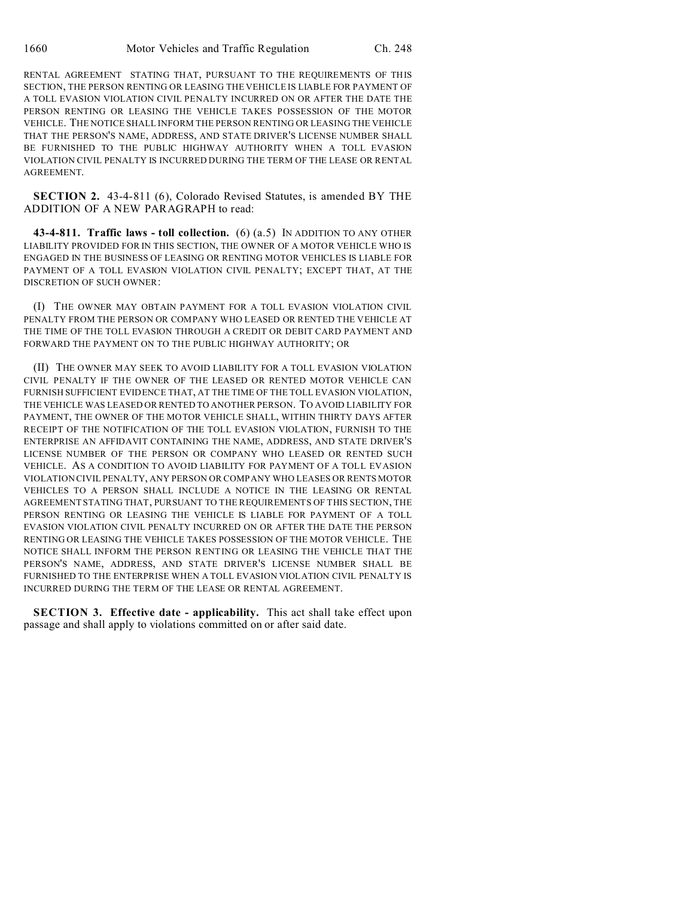RENTAL AGREEMENT STATING THAT, PURSUANT TO THE REQUIREMENTS OF THIS SECTION, THE PERSON RENTING OR LEASING THE VEHICLE IS LIABLE FOR PAYMENT OF A TOLL EVASION VIOLATION CIVIL PENALTY INCURRED ON OR AFTER THE DATE THE PERSON RENTING OR LEASING THE VEHICLE TAKES POSSESSION OF THE MOTOR VEHICLE. THE NOTICE SHALL INFORM THE PERSON RENTING OR LEASING THE VEHICLE THAT THE PERSON'S NAME, ADDRESS, AND STATE DRIVER'S LICENSE NUMBER SHALL BE FURNISHED TO THE PUBLIC HIGHWAY AUTHORITY WHEN A TOLL EVASION VIOLATION CIVIL PENALTY IS INCURRED DURING THE TERM OF THE LEASE OR RENTAL AGREEMENT.

**SECTION 2.** 43-4-811 (6), Colorado Revised Statutes, is amended BY THE ADDITION OF A NEW PARAGRAPH to read:

**43-4-811. Traffic laws - toll collection.** (6) (a.5) IN ADDITION TO ANY OTHER LIABILITY PROVIDED FOR IN THIS SECTION, THE OWNER OF A MOTOR VEHICLE WHO IS ENGAGED IN THE BUSINESS OF LEASING OR RENTING MOTOR VEHICLES IS LIABLE FOR PAYMENT OF A TOLL EVASION VIOLATION CIVIL PENALTY; EXCEPT THAT, AT THE DISCRETION OF SUCH OWNER:

(I) THE OWNER MAY OBTAIN PAYMENT FOR A TOLL EVASION VIOLATION CIVIL PENALTY FROM THE PERSON OR COMPANY WHO LEASED OR RENTED THE VEHICLE AT THE TIME OF THE TOLL EVASION THROUGH A CREDIT OR DEBIT CARD PAYMENT AND FORWARD THE PAYMENT ON TO THE PUBLIC HIGHWAY AUTHORITY; OR

(II) THE OWNER MAY SEEK TO AVOID LIABILITY FOR A TOLL EVASION VIOLATION CIVIL PENALTY IF THE OWNER OF THE LEASED OR RENTED MOTOR VEHICLE CAN FURNISH SUFFICIENT EVIDENCE THAT, AT THE TIME OF THE TOLL EVASION VIOLATION, THE VEHICLE WAS LEASED OR RENTED TO ANOTHER PERSON. TO AVOID LIABILITY FOR PAYMENT, THE OWNER OF THE MOTOR VEHICLE SHALL, WITHIN THIRTY DAYS AFTER RECEIPT OF THE NOTIFICATION OF THE TOLL EVASION VIOLATION, FURNISH TO THE ENTERPRISE AN AFFIDAVIT CONTAINING THE NAME, ADDRESS, AND STATE DRIVER'S LICENSE NUMBER OF THE PERSON OR COMPANY WHO LEASED OR RENTED SUCH VEHICLE. AS A CONDITION TO AVOID LIABILITY FOR PAYMENT OF A TOLL EVASION VIOLATION CIVIL PENALTY, ANY PERSON OR COMPANY WHO LEASES OR RENTS MOTOR VEHICLES TO A PERSON SHALL INCLUDE A NOTICE IN THE LEASING OR RENTAL AGREEMENT STATING THAT, PURSUANT TO THE REQUIREMENTS OF THIS SECTION, THE PERSON RENTING OR LEASING THE VEHICLE IS LIABLE FOR PAYMENT OF A TOLL EVASION VIOLATION CIVIL PENALTY INCURRED ON OR AFTER THE DATE THE PERSON RENTING OR LEASING THE VEHICLE TAKES POSSESSION OF THE MOTOR VEHICLE. THE NOTICE SHALL INFORM THE PERSON RENTING OR LEASING THE VEHICLE THAT THE PERSON'S NAME, ADDRESS, AND STATE DRIVER'S LICENSE NUMBER SHALL BE FURNISHED TO THE ENTERPRISE WHEN A TOLL EVASION VIOLATION CIVIL PENALTY IS INCURRED DURING THE TERM OF THE LEASE OR RENTAL AGREEMENT.

**SECTION 3. Effective date - applicability.** This act shall take effect upon passage and shall apply to violations committed on or after said date.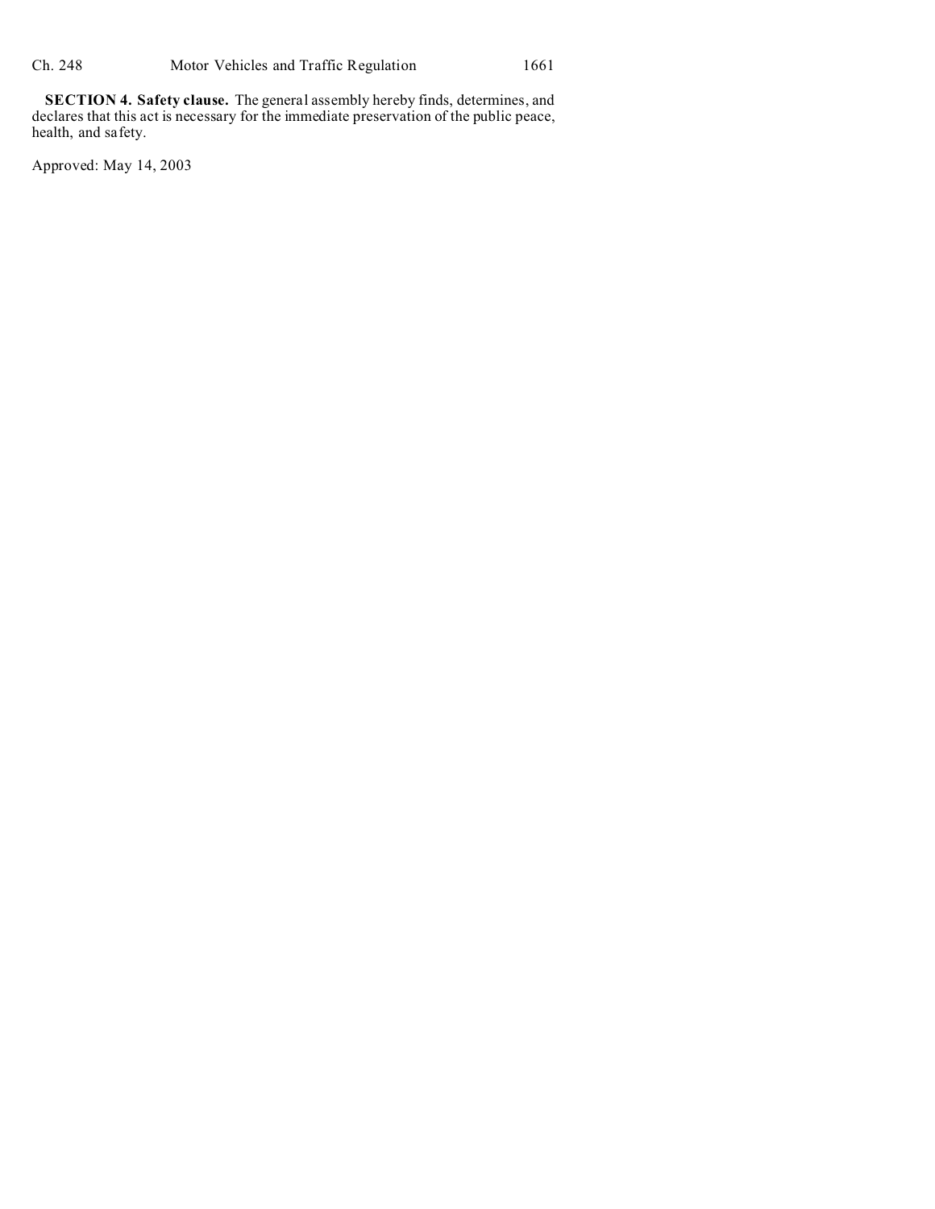**SECTION 4. Safety clause.** The general assembly hereby finds, determines, and declares that this act is necessary for the immediate preservation of the public peace, health, and safety.

Approved: May 14, 2003